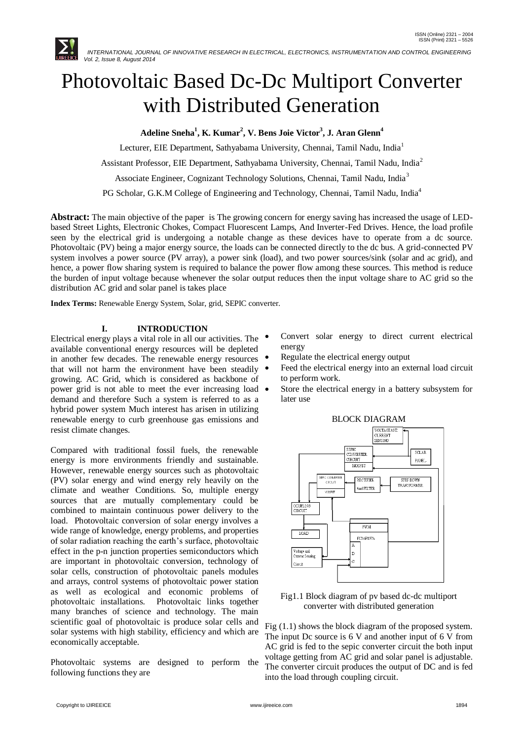# Photovoltaic Based Dc-Dc Multiport Converter with Distributed Generation

**Adeline Sneha[1], K. Kumar[2], V. Bens Joie Victor[3], J. Aran Glenn[4]**

Lecturer, EIE Department, Sathyabama University, Chennai, Tamil Nadu, India[1]

Assistant Professor, EIE Department, Sathyabama University, Chennai, Tamil Nadu, India[2]

Associate Engineer, Cognizant Technology Solutions, Chennai, Tamil Nadu, India[3]

PG Scholar, G.K.M College of Engineering and Technology, Chennai, Tamil Nadu, India[4]

**Abstract:** The main objective of the paper is The growing concern for energy saving has increased the usage of LED-based Street Lights, Electronic Chokes, Compact Fluorescent Lamps, And Inverter-Fed Drives. Hence, the load profile seen by the electrical grid is undergoing a notable change as these devices have to operate from a dc source. Photovoltaic (PV) being a major energy source, the loads can be connected directly to the dc bus. A grid-connected PV system involves a power source (PV array), a power sink (load), and two power sources/sink (solar and ac grid), and hence, a power flow sharing system is required to balance the power flow among these sources. This method is reduce the burden of input voltage because whenever the solar output reduces then the input voltage share to AC grid so the distribution AC grid and solar panel is takes place

**Index Terms:** Renewable Energy System, Solar, grid, SEPIC converter.

## I. INTRODUCTION

Electrical energy plays a vital role in all our activities. The available conventional energy resources will be depleted in another few decades. The renewable energy resources that will not harm the environment have been steadily growing. AC Grid, which is considered as backbone of power grid is not able to meet the ever increasing load demand and therefore Such a system is referred to as a hybrid power system Much interest has arisen in utilizing renewable energy to curb greenhouse gas emissions and resist climate changes.

Compared with traditional fossil fuels, the renewable energy is more environments friendly and sustainable. However, renewable energy sources such as photovoltaic (PV) solar energy and wind energy rely heavily on the climate and weather Conditions. So, multiple energy sources that are mutually complementary could be combined to maintain continuous power delivery to the load. Photovoltaic conversion of solar energy involves a wide range of knowledge, energy problems, and properties of solar radiation reaching the earth's surface, photovoltaic effect in the p-n junction properties semiconductors which are important in photovoltaic conversion, technology of solar cells, construction of photovoltaic panels modules and arrays, control systems of photovoltaic power station as well as ecological and economic problems of photovoltaic installations. Photovoltaic links together many branches of science and technology. The main scientific goal of photovoltaic is produce solar cells and solar systems with high stability, efficiency and which are economically acceptable.

Photovoltaic systems are designed to perform the following functions they are

- Convert solar energy to direct current electrical energy
- Regulate the electrical energy output
- Feed the electrical energy into an external load circuit to perform work.
- Store the electrical energy in a battery subsystem for later use

BLOCK DIAGRAM

Fig1.1 Block diagram of pv based dc-dc multiport converter with distributed generation

Fig (1.1) shows the block diagram of the proposed system. The input Dc source is 6 V and another input of 6 V from AC grid is fed to the sepic converter circuit the both input voltage getting from AC grid and solar panel is adjustable. The converter circuit produces the output of DC and is fed into the load through coupling circuit.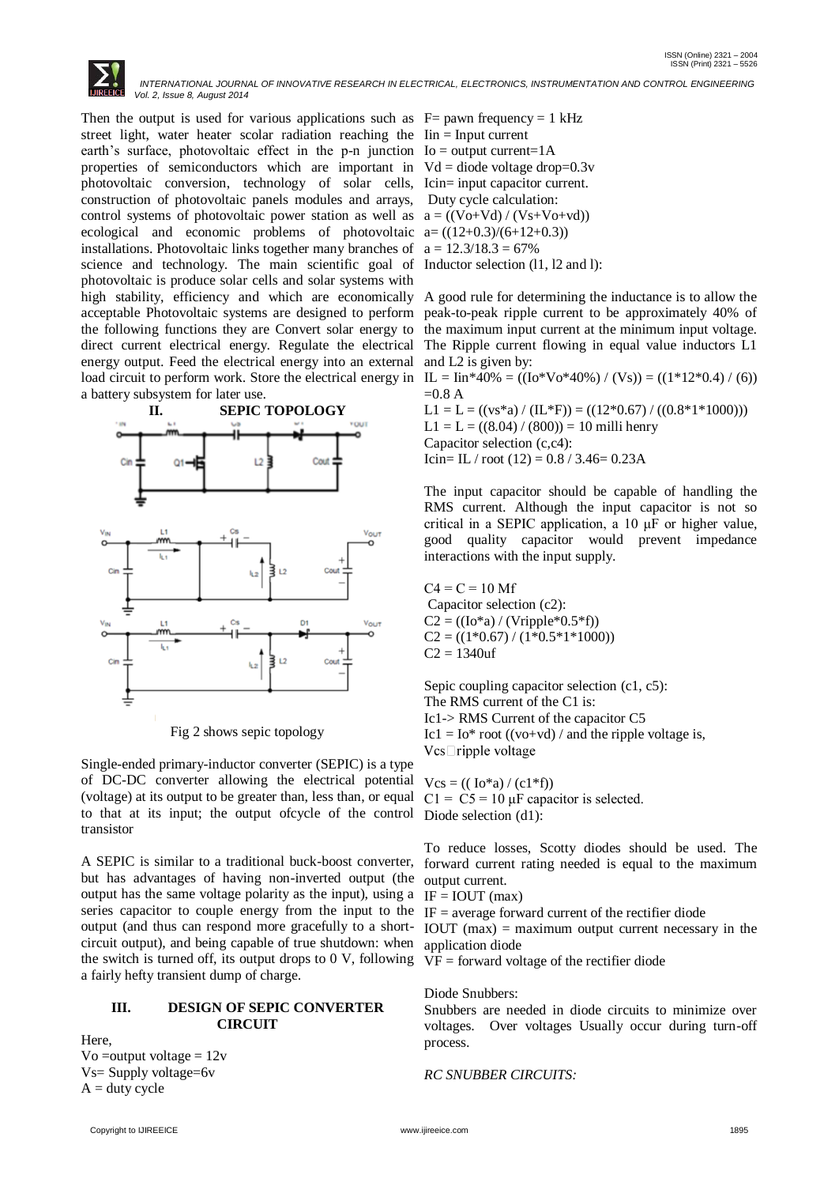Then the output is used for various applications such as street light, water heater scolar radiation reaching the earth's surface, photovoltaic effect in the p-n junction properties of semiconductors which are important in photovoltaic conversion, technology of solar cells, construction of photovoltaic panels modules and arrays, control systems of photovoltaic power station as well as ecological and economic problems of photovoltaic installations. Photovoltaic links together many branches of science and technology. The main scientific goal of photovoltaic is produce solar cells and solar systems with high stability, efficiency and which are economically acceptable Photovoltaic systems are designed to perform the following functions they are Convert solar energy to direct current electrical energy. Regulate the electrical energy output. Feed the electrical energy into an external load circuit to perform work. Store the electrical energy in a battery subsystem for later use.

## II. SEPIC TOPOLOGY

Fig 2 shows sepic topology

Single-ended primary-inductor converter (SEPIC) is a type of DC-DC converter allowing the electrical potential (voltage) at its output to be greater than, less than, or equal to that at its input; the output ofcycle of the control transistor

A SEPIC is similar to a traditional buck-boost converter, but has advantages of having non-inverted output (the output has the same voltage polarity as the input), using a series capacitor to couple energy from the input to the output (and thus can respond more gracefully to a short-circuit output), and being capable of true shutdown: when the switch is turned off, its output drops to 0 V, following a fairly hefty transient dump of charge.

## III. DESIGN OF SEPIC CONVERTER CIRCUIT

Here,

Vo =output voltage = 12v

Vs= Supply voltage=6v

A = duty cycle

F= pawn frequency = 1 kHz

Iin = Input current

Io = output current=1A

Vd = diode voltage drop=0.3v

Icin= input capacitor current.

Duty cycle calculation:

a = ((Vo+Vd) / (Vs+Vo+vd))

a= ((12+0.3)/(6+12+0.3))

a = 12.3/18.3 = 67%

Inductor selection (l1, l2 and l):

A good rule for determining the inductance is to allow the peak-to-peak ripple current to be approximately 40% of the maximum input current at the minimum input voltage. The Ripple current flowing in equal value inductors L1 and L2 is given by:

IL = Iin*40% = ((Io*Vo*40%) / (Vs)) = ((1*12*0.4) / (6)) =0.8 A

L1 = L = ((vs*a) / (IL*F)) = ((12*0.67) / ((0.8*1*1000)))

L1 = L = ((8.04) / (800)) = 10 milli henry

Capacitor selection (c,c4):

Icin= IL / root (12) = 0.8 / 3.46= 0.23A

The input capacitor should be capable of handling the RMS current. Although the input capacitor is not so critical in a SEPIC application, a 10 μF or higher value, good quality capacitor would prevent impedance interactions with the input supply.

C4 = C = 10 Mf

Capacitor selection (c2):

C2 = ((Io*a) / (Vripple*0.5*f))

C2 = ((1*0.67) / (1*0.5*1*1000))

C2 = 1340uf

Sepic coupling capacitor selection (c1, c5):

The RMS current of the C1 is:

Ic1-> RMS Current of the capacitor C5

Ic1 = Io* root ((vo+vd) / and the ripple voltage is,

Vcs ripple voltage

Vcs = (( Io*a) / (c1*f))

C1 = C5 = 10 μF capacitor is selected.

Diode selection (d1):

To reduce losses, Scotty diodes should be used. The forward current rating needed is equal to the maximum output current.

IF = IOUT (max)

IF = average forward current of the rectifier diode

IOUT (max) = maximum output current necessary in the application diode

VF = forward voltage of the rectifier diode

Diode Snubbers:

Snubbers are needed in diode circuits to minimize over voltages. Over voltages Usually occur during turn-off process.

*RC SNUBBER CIRCUITS:*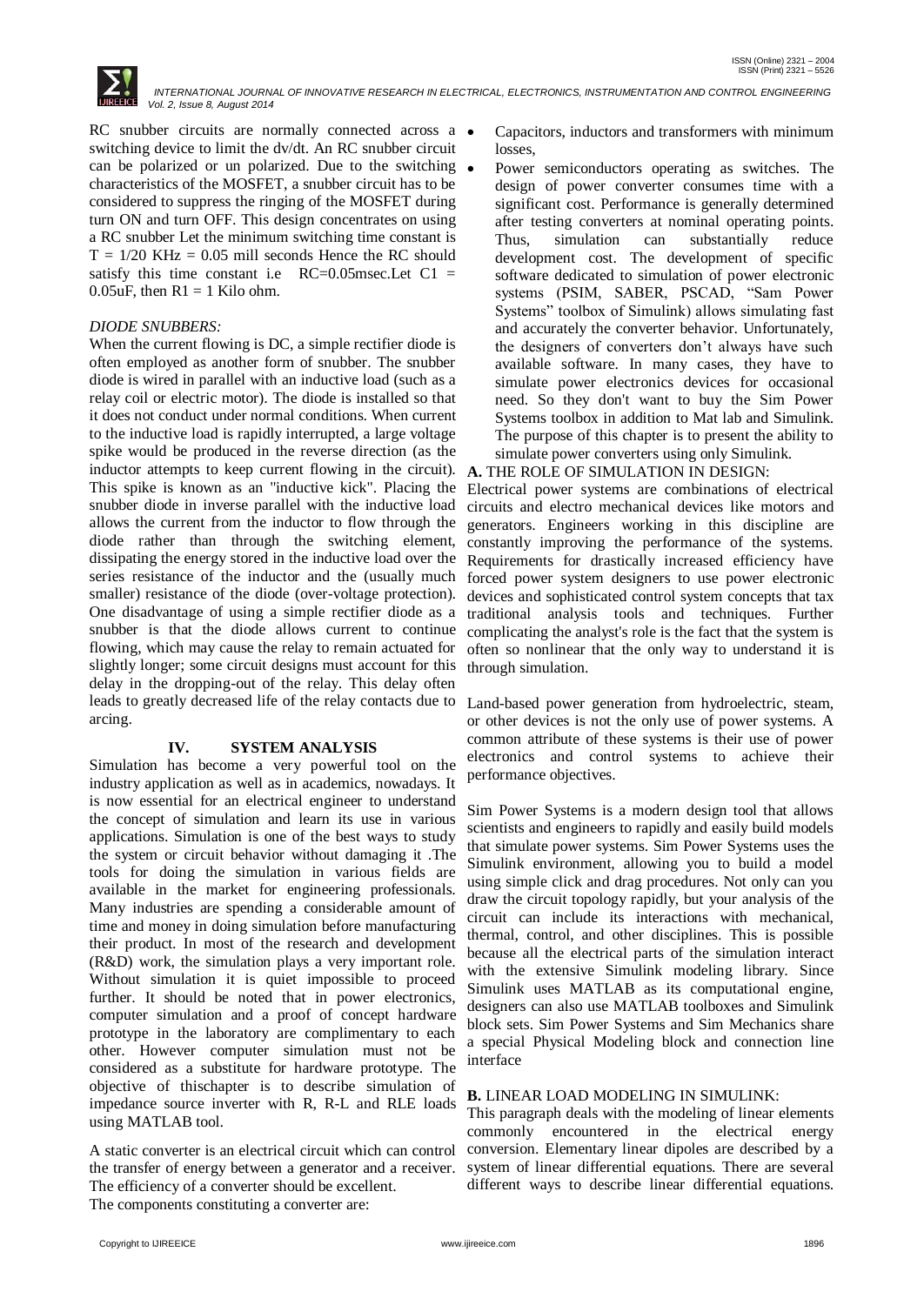RC snubber circuits are normally connected across a switching device to limit the dv/dt. An RC snubber circuit can be polarized or un polarized. Due to the switching characteristics of the MOSFET, a snubber circuit has to be considered to suppress the ringing of the MOSFET during turn ON and turn OFF. This design concentrates on using a RC snubber Let the minimum switching time constant is T = 1/20 KHz = 0.05 mill seconds Hence the RC should satisfy this time constant i.e RC=0.05msec.Let C1 = 0.05uF, then R1 = 1 Kilo ohm.

*DIODE SNUBBERS:*

When the current flowing is DC, a simple rectifier diode is often employed as another form of snubber. The snubber diode is wired in parallel with an inductive load (such as a relay coil or electric motor). The diode is installed so that it does not conduct under normal conditions. When current to the inductive load is rapidly interrupted, a large voltage spike would be produced in the reverse direction (as the inductor attempts to keep current flowing in the circuit). This spike is known as an "inductive kick". Placing the snubber diode in inverse parallel with the inductive load allows the current from the inductor to flow through the diode rather than through the switching element, dissipating the energy stored in the inductive load over the series resistance of the inductor and the (usually much smaller) resistance of the diode (over-voltage protection). One disadvantage of using a simple rectifier diode as a snubber is that the diode allows current to continue flowing, which may cause the relay to remain actuated for slightly longer; some circuit designs must account for this delay in the dropping-out of the relay. This delay often leads to greatly decreased life of the relay contacts due to arcing.

## IV. SYSTEM ANALYSIS

Simulation has become a very powerful tool on the industry application as well as in academics, nowadays. It is now essential for an electrical engineer to understand the concept of simulation and learn its use in various applications. Simulation is one of the best ways to study the system or circuit behavior without damaging it .The tools for doing the simulation in various fields are available in the market for engineering professionals. Many industries are spending a considerable amount of time and money in doing simulation before manufacturing their product. In most of the research and development (R&D) work, the simulation plays a very important role. Without simulation it is quiet impossible to proceed further. It should be noted that in power electronics, computer simulation and a proof of concept hardware prototype in the laboratory are complimentary to each other. However computer simulation must not be considered as a substitute for hardware prototype. The objective of thischapter is to describe simulation of impedance source inverter with R, R-L and RLE loads using MATLAB tool.

A static converter is an electrical circuit which can control the transfer of energy between a generator and a receiver. The efficiency of a converter should be excellent.
The components constituting a converter are:

- Capacitors, inductors and transformers with minimum losses,
- Power semiconductors operating as switches. The design of power converter consumes time with a significant cost. Performance is generally determined after testing converters at nominal operating points. Thus, simulation can substantially reduce development cost. The development of specific software dedicated to simulation of power electronic systems (PSIM, SABER, PSCAD, "Sam Power Systems" toolbox of Simulink) allows simulating fast and accurately the converter behavior. Unfortunately, the designers of converters don't always have such available software. In many cases, they have to simulate power electronics devices for occasional need. So they don't want to buy the Sim Power Systems toolbox in addition to Mat lab and Simulink. The purpose of this chapter is to present the ability to simulate power converters using only Simulink.

**A.** THE ROLE OF SIMULATION IN DESIGN:

Electrical power systems are combinations of electrical circuits and electro mechanical devices like motors and generators. Engineers working in this discipline are constantly improving the performance of the systems. Requirements for drastically increased efficiency have forced power system designers to use power electronic devices and sophisticated control system concepts that tax traditional analysis tools and techniques. Further complicating the analyst's role is the fact that the system is often so nonlinear that the only way to understand it is through simulation.

Land-based power generation from hydroelectric, steam, or other devices is not the only use of power systems. A common attribute of these systems is their use of power electronics and control systems to achieve their performance objectives.

Sim Power Systems is a modern design tool that allows scientists and engineers to rapidly and easily build models that simulate power systems. Sim Power Systems uses the Simulink environment, allowing you to build a model using simple click and drag procedures. Not only can you draw the circuit topology rapidly, but your analysis of the circuit can include its interactions with mechanical, thermal, control, and other disciplines. This is possible because all the electrical parts of the simulation interact with the extensive Simulink modeling library. Since Simulink uses MATLAB as its computational engine, designers can also use MATLAB toolboxes and Simulink block sets. Sim Power Systems and Sim Mechanics share a special Physical Modeling block and connection line interface

**B.** LINEAR LOAD MODELING IN SIMULINK:

This paragraph deals with the modeling of linear elements commonly encountered in the electrical energy conversion. Elementary linear dipoles are described by a system of linear differential equations. There are several different ways to describe linear differential equations.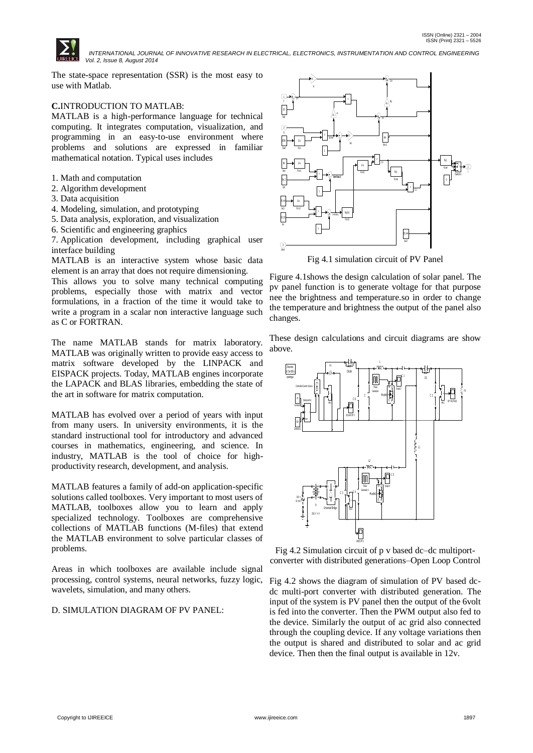The state-space representation (SSR) is the most easy to use with Matlab.

### **C.**INTRODUCTION TO MATLAB:

MATLAB is a high-performance language for technical computing. It integrates computation, visualization, and programming in an easy-to-use environment where problems and solutions are expressed in familiar mathematical notation. Typical uses includes

1. Math and computation
2. Algorithm development
3. Data acquisition
4. Modeling, simulation, and prototyping
5. Data analysis, exploration, and visualization
6. Scientific and engineering graphics
7. Application development, including graphical user interface building

MATLAB is an interactive system whose basic data element is an array that does not require dimensioning.

This allows you to solve many technical computing problems, especially those with matrix and vector formulations, in a fraction of the time it would take to write a program in a scalar non interactive language such as C or FORTRAN.

The name MATLAB stands for matrix laboratory. MATLAB was originally written to provide easy access to matrix software developed by the LINPACK and EISPACK projects. Today, MATLAB engines incorporate the LAPACK and BLAS libraries, embedding the state of the art in software for matrix computation.

MATLAB has evolved over a period of years with input from many users. In university environments, it is the standard instructional tool for introductory and advanced courses in mathematics, engineering, and science. In industry, MATLAB is the tool of choice for high-productivity research, development, and analysis.

MATLAB features a family of add-on application-specific solutions called toolboxes. Very important to most users of MATLAB, toolboxes allow you to learn and apply specialized technology. Toolboxes are comprehensive collections of MATLAB functions (M-files) that extend the MATLAB environment to solve particular classes of problems.

Areas in which toolboxes are available include signal processing, control systems, neural networks, fuzzy logic, wavelets, simulation, and many others.

### D. SIMULATION DIAGRAM OF PV PANEL:

Fig 4.1 simulation circuit of PV Panel

Figure 4.1shows the design calculation of solar panel. The pv panel function is to generate voltage for that purpose nee the brightness and temperature.so in order to change the temperature and brightness the output of the panel also changes.

These design calculations and circuit diagrams are show above.

Fig 4.2 Simulation circuit of p v based dc–dc multiport-converter with distributed generations–Open Loop Control

Fig 4.2 shows the diagram of simulation of PV based dc-dc multi-port converter with distributed generation. The input of the system is PV panel then the output of the 6volt is fed into the converter. Then the PWM output also fed to the device. Similarly the output of ac grid also connected through the coupling device. If any voltage variations then the output is shared and distributed to solar and ac grid device. Then then the final output is available in 12v.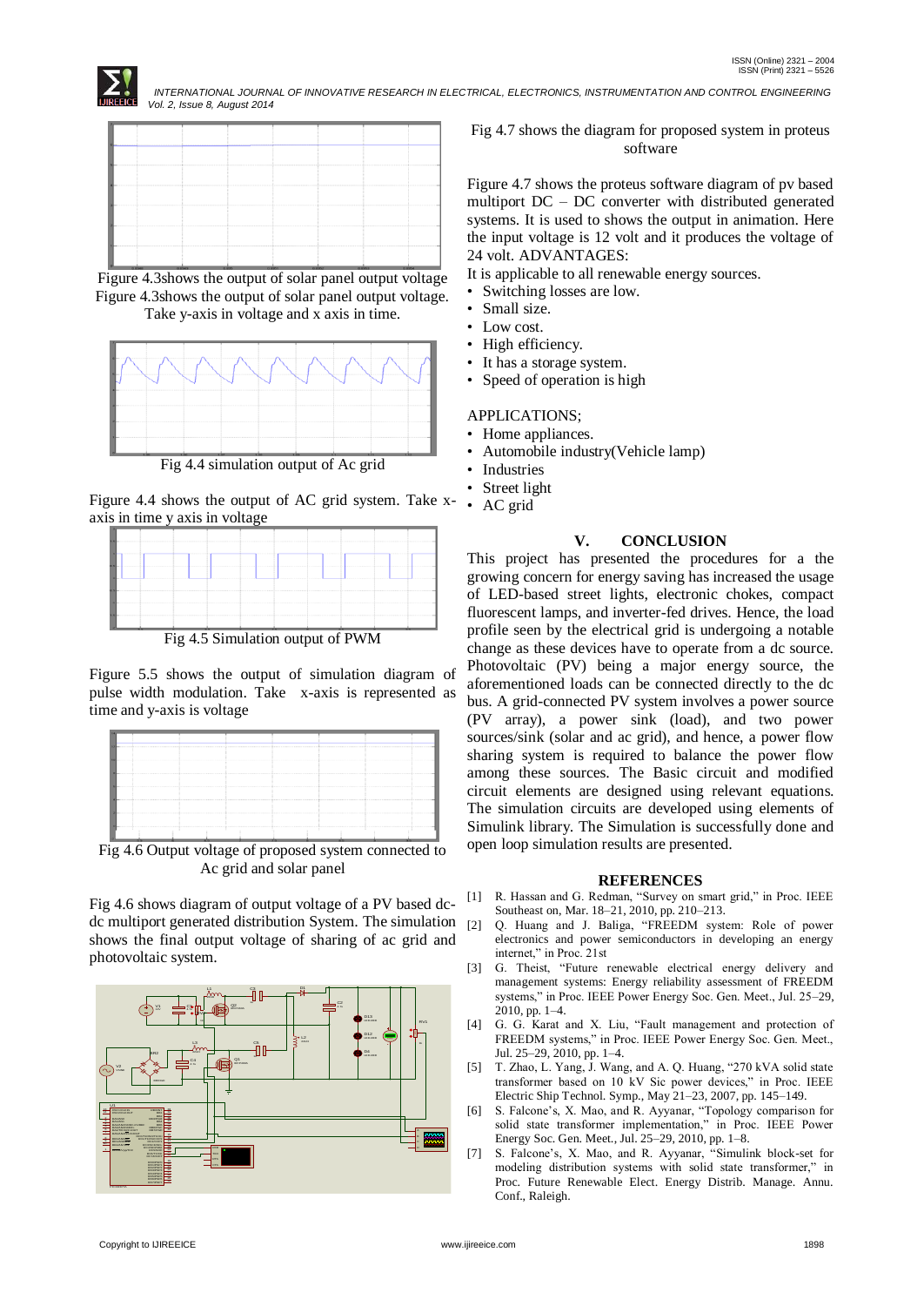Figure 4.3shows the output of solar panel output voltage

Figure 4.3shows the output of solar panel output voltage. Take y-axis in voltage and x axis in time.

Fig 4.4 simulation output of Ac grid

Figure 4.4 shows the output of AC grid system. Take x-axis in time y axis in voltage

Fig 4.5 Simulation output of PWM

Figure 5.5 shows the output of simulation diagram of pulse width modulation. Take x-axis is represented as time and y-axis is voltage

Fig 4.6 Output voltage of proposed system connected to Ac grid and solar panel

Fig 4.6 shows diagram of output voltage of a PV based dc-dc multiport generated distribution System. The simulation shows the final output voltage of sharing of ac grid and photovoltaic system.

Fig 4.7 shows the diagram for proposed system in proteus software

Figure 4.7 shows the proteus software diagram of pv based multiport DC – DC converter with distributed generated systems. It is used to shows the output in animation. Here the input voltage is 12 volt and it produces the voltage of 24 volt. ADVANTAGES:

It is applicable to all renewable energy sources.

- Switching losses are low.
- Small size.
- Low cost.
- High efficiency.
- It has a storage system.
- Speed of operation is high

APPLICATIONS;

- Home appliances.
- Automobile industry(Vehicle lamp)
- Industries
- Street light
- AC grid

## V. CONCLUSION

This project has presented the procedures for a the growing concern for energy saving has increased the usage of LED-based street lights, electronic chokes, compact fluorescent lamps, and inverter-fed drives. Hence, the load profile seen by the electrical grid is undergoing a notable change as these devices have to operate from a dc source. Photovoltaic (PV) being a major energy source, the aforementioned loads can be connected directly to the dc bus. A grid-connected PV system involves a power source (PV array), a power sink (load), and two power sources/sink (solar and ac grid), and hence, a power flow sharing system is required to balance the power flow among these sources. The Basic circuit and modified circuit elements are designed using relevant equations. The simulation circuits are developed using elements of Simulink library. The Simulation is successfully done and open loop simulation results are presented.

## REFERENCES

[1] R. Hassan and G. Redman, "Survey on smart grid," in Proc. IEEE Southeast on, Mar. 18–21, 2010, pp. 210–213.

[2] Q. Huang and J. Baliga, "FREEDM system: Role of power electronics and power semiconductors in developing an energy internet," in Proc. 21st

[3] G. Theist, "Future renewable electrical energy delivery and management systems: Energy reliability assessment of FREEDM systems," in Proc. IEEE Power Energy Soc. Gen. Meet., Jul. 25–29, 2010, pp. 1–4.

[4] G. G. Karat and X. Liu, "Fault management and protection of FREEDM systems," in Proc. IEEE Power Energy Soc. Gen. Meet., Jul. 25–29, 2010, pp. 1–4.

[5] T. Zhao, L. Yang, J. Wang, and A. Q. Huang, "270 kVA solid state transformer based on 10 kV Sic power devices," in Proc. IEEE Electric Ship Technol. Symp., May 21–23, 2007, pp. 145–149.

[6] S. Falcone's, X. Mao, and R. Ayyanar, "Topology comparison for solid state transformer implementation," in Proc. IEEE Power Energy Soc. Gen. Meet., Jul. 25–29, 2010, pp. 1–8.

[7] S. Falcone's, X. Mao, and R. Ayyanar, "Simulink block-set for modeling distribution systems with solid state transformer," in Proc. Future Renewable Elect. Energy Distrib. Manage. Annu. Conf., Raleigh.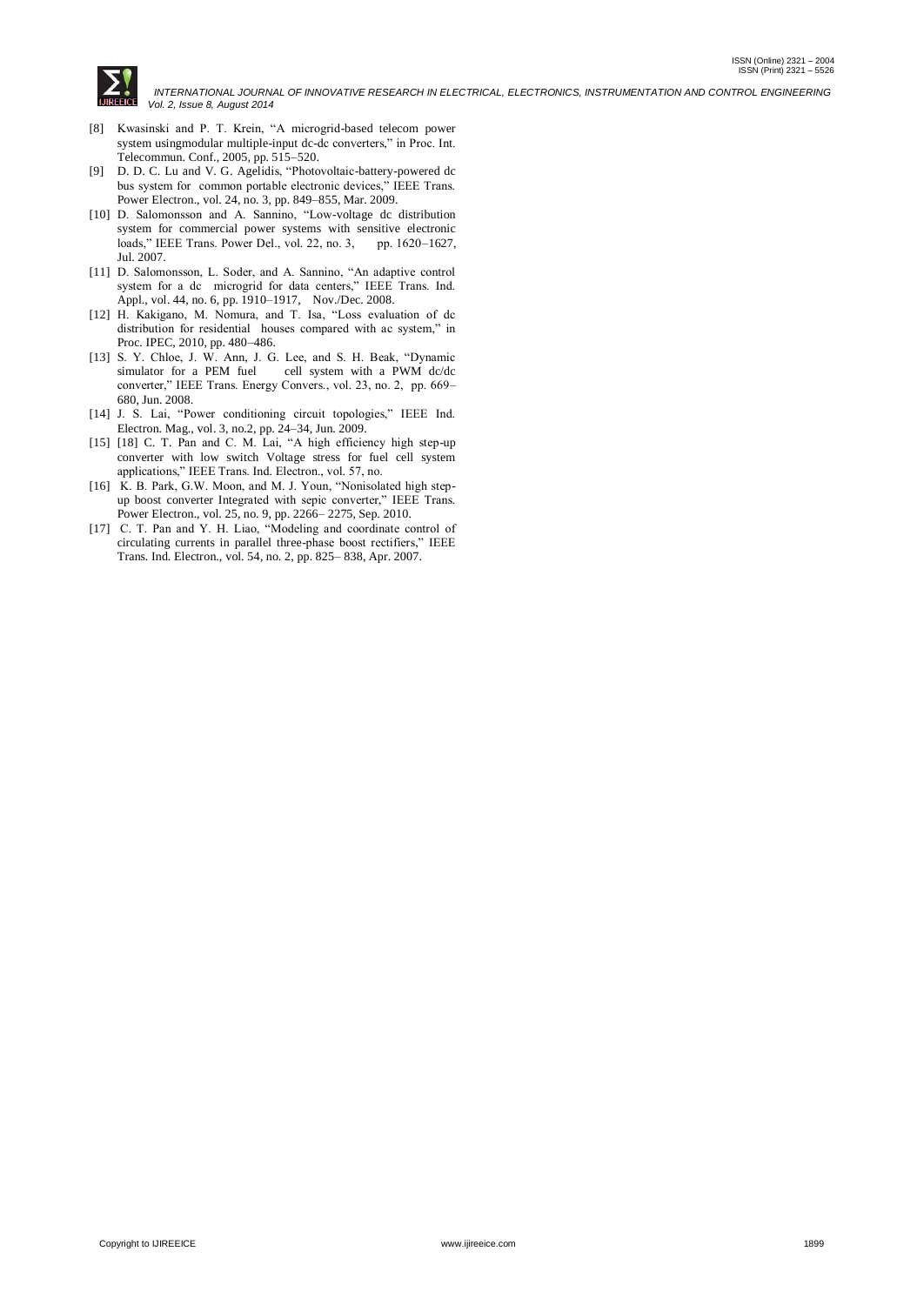[8] Kwasinski and P. T. Krein, "A microgrid-based telecom power system usingmodular multiple-input dc-dc converters," in Proc. Int. Telecommun. Conf., 2005, pp. 515–520.

[9] D. D. C. Lu and V. G. Agelidis, "Photovoltaic-battery-powered dc bus system for common portable electronic devices," IEEE Trans. Power Electron., vol. 24, no. 3, pp. 849–855, Mar. 2009.

[10] D. Salomonsson and A. Sannino, "Low-voltage dc distribution system for commercial power systems with sensitive electronic loads," IEEE Trans. Power Del., vol. 22, no. 3, pp. 1620–1627, Jul. 2007.

[11] D. Salomonsson, L. Soder, and A. Sannino, "An adaptive control system for a dc microgrid for data centers," IEEE Trans. Ind. Appl., vol. 44, no. 6, pp. 1910–1917, Nov./Dec. 2008.

[12] H. Kakigano, M. Nomura, and T. Isa, "Loss evaluation of dc distribution for residential houses compared with ac system," in Proc. IPEC, 2010, pp. 480–486.

[13] S. Y. Chloe, J. W. Ann, J. G. Lee, and S. H. Beak, "Dynamic simulator for a PEM fuel cell system with a PWM dc/dc converter," IEEE Trans. Energy Convers., vol. 23, no. 2, pp. 669–680, Jun. 2008.

[14] J. S. Lai, "Power conditioning circuit topologies," IEEE Ind. Electron. Mag., vol. 3, no.2, pp. 24–34, Jun. 2009.

[15] [18] C. T. Pan and C. M. Lai, "A high efficiency high step-up converter with low switch Voltage stress for fuel cell system applications," IEEE Trans. Ind. Electron., vol. 57, no.

[16] K. B. Park, G.W. Moon, and M. J. Youn, "Nonisolated high step-up boost converter Integrated with sepic converter," IEEE Trans. Power Electron., vol. 25, no. 9, pp. 2266– 2275, Sep. 2010.

[17] C. T. Pan and Y. H. Liao, "Modeling and coordinate control of circulating currents in parallel three-phase boost rectifiers," IEEE Trans. Ind. Electron., vol. 54, no. 2, pp. 825– 838, Apr. 2007.